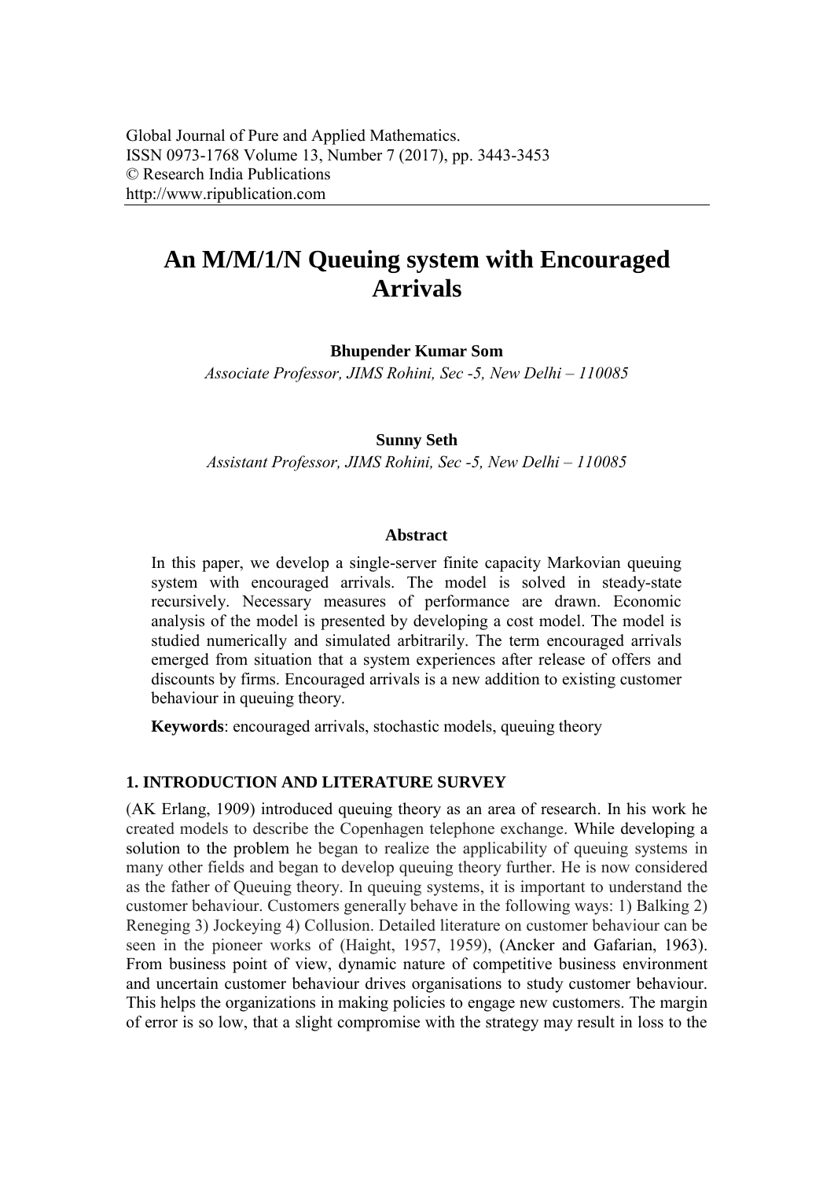Global Journal of Pure and Applied Mathematics.
ISSN 0973-1768 Volume 13, Number 7 (2017), pp. 3443-3453
© Research India Publications
http://www.ripublication.com

# An M/M/1/N Queuing system with Encouraged Arrivals

**Bhupender Kumar Som**

*Associate Professor, JIMS Rohini, Sec -5, New Delhi – 110085*

**Sunny Seth**

*Assistant Professor, JIMS Rohini, Sec -5, New Delhi – 110085*

### Abstract

In this paper, we develop a single-server finite capacity Markovian queuing system with encouraged arrivals. The model is solved in steady-state recursively. Necessary measures of performance are drawn. Economic analysis of the model is presented by developing a cost model. The model is studied numerically and simulated arbitrarily. The term encouraged arrivals emerged from situation that a system experiences after release of offers and discounts by firms. Encouraged arrivals is a new addition to existing customer behaviour in queuing theory.

**Keywords**: encouraged arrivals, stochastic models, queuing theory

## 1. INTRODUCTION AND LITERATURE SURVEY

(AK Erlang, 1909) introduced queuing theory as an area of research. In his work he created models to describe the Copenhagen telephone exchange. While developing a solution to the problem he began to realize the applicability of queuing systems in many other fields and began to develop queuing theory further. He is now considered as the father of Queuing theory. In queuing systems, it is important to understand the customer behaviour. Customers generally behave in the following ways: 1) Balking 2) Reneging 3) Jockeying 4) Collusion. Detailed literature on customer behaviour can be seen in the pioneer works of (Haight, 1957, 1959), (Ancker and Gafarian, 1963). From business point of view, dynamic nature of competitive business environment and uncertain customer behaviour drives organisations to study customer behaviour. This helps the organizations in making policies to engage new customers. The margin of error is so low, that a slight compromise with the strategy may result in loss to the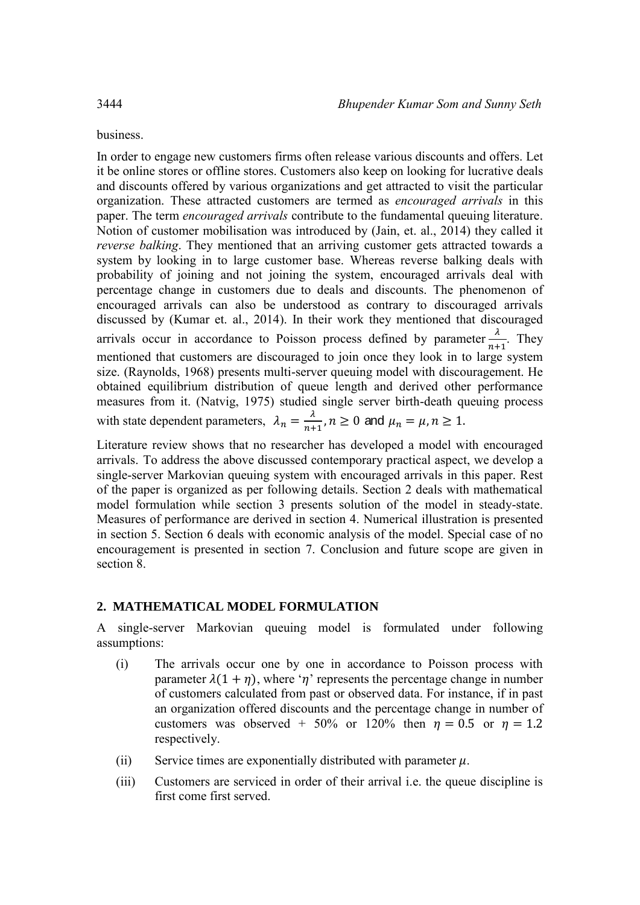business.

In order to engage new customers firms often release various discounts and offers. Let it be online stores or offline stores. Customers also keep on looking for lucrative deals and discounts offered by various organizations and get attracted to visit the particular organization. These attracted customers are termed as *encouraged arrivals* in this paper. The term *encouraged arrivals* contribute to the fundamental queuing literature. Notion of customer mobilisation was introduced by (Jain, et. al., 2014) they called it *reverse balking*. They mentioned that an arriving customer gets attracted towards a system by looking in to large customer base. Whereas reverse balking deals with probability of joining and not joining the system, encouraged arrivals deal with percentage change in customers due to deals and discounts. The phenomenon of encouraged arrivals can also be understood as contrary to discouraged arrivals discussed by (Kumar et. al., 2014). In their work they mentioned that discouraged arrivals occur in accordance to Poisson process defined by parameter $\frac{\lambda}{n+1}$. They mentioned that customers are discouraged to join once they look in to large system size. (Raynolds, 1968) presents multi-server queuing model with discouragement. He obtained equilibrium distribution of queue length and derived other performance measures from it. (Natvig, 1975) studied single server birth-death queuing process with state dependent parameters, $\lambda_n = \frac{\lambda}{n+1}, n \geq 0$ and $\mu_n = \mu, n \geq 1$.

Literature review shows that no researcher has developed a model with encouraged arrivals. To address the above discussed contemporary practical aspect, we develop a single-server Markovian queuing system with encouraged arrivals in this paper. Rest of the paper is organized as per following details. Section 2 deals with mathematical model formulation while section 3 presents solution of the model in steady-state. Measures of performance are derived in section 4. Numerical illustration is presented in section 5. Section 6 deals with economic analysis of the model. Special case of no encouragement is presented in section 7. Conclusion and future scope are given in section 8.

## 2. MATHEMATICAL MODEL FORMULATION

A single-server Markovian queuing model is formulated under following assumptions:

(i) The arrivals occur one by one in accordance to Poisson process with parameter $\lambda(1+\eta)$, where '$\eta$' represents the percentage change in number of customers calculated from past or observed data. For instance, if in past an organization offered discounts and the percentage change in number of customers was observed + 50% or 120% then $\eta = 0.5$ or $\eta = 1.2$ respectively.

(ii) Service times are exponentially distributed with parameter $\mu$.

(iii) Customers are serviced in order of their arrival i.e. the queue discipline is first come first served.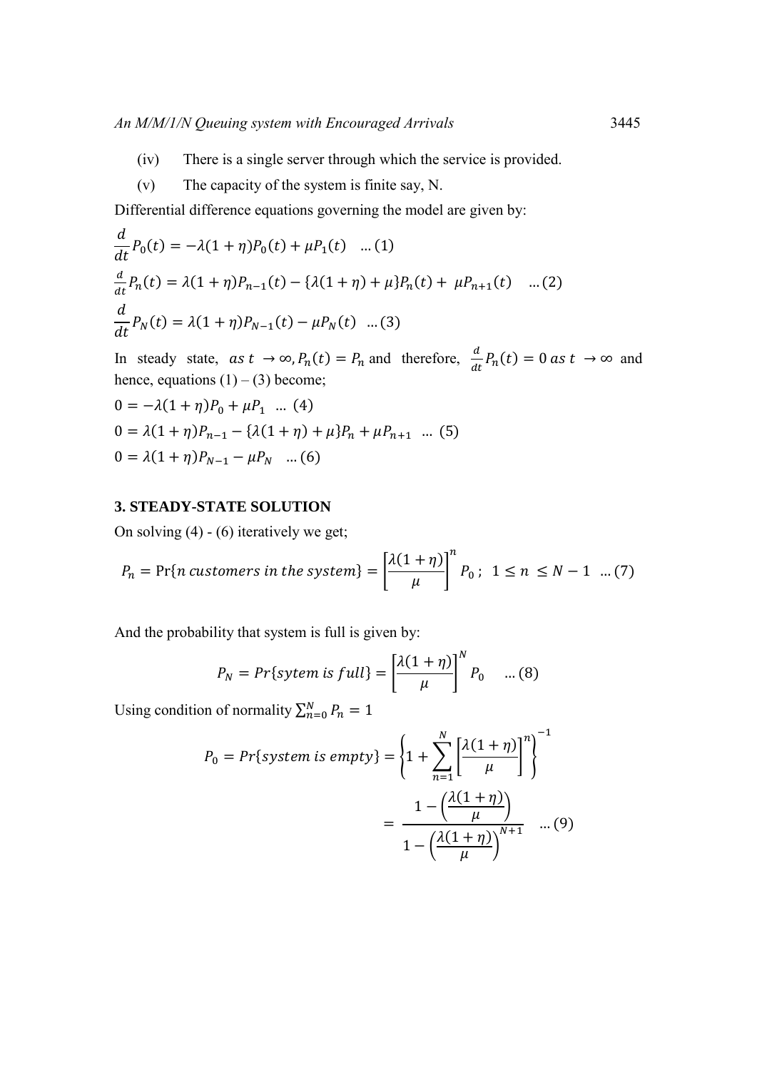(iv) There is a single server through which the service is provided.

(v) The capacity of the system is finite say, N.

Differential difference equations governing the model are given by:

$$\frac{d}{dt}P_0(t) = -\lambda(1+\eta)P_0(t) + \mu P_1(t) \quad \dots (1)$$

$$\frac{d}{dt}P_n(t) = \lambda(1+\eta)P_{n-1}(t) - \{\lambda(1+\eta)+\mu\}P_n(t) + \mu P_{n+1}(t) \quad \dots (2)$$

$$\frac{d}{dt}P_N(t) = \lambda(1+\eta)P_{N-1}(t) - \mu P_N(t) \quad \dots (3)$$

In steady state, $as\ t \to \infty, P_n(t) = P_n$ and therefore, $\frac{d}{dt}P_n(t) = 0\ as\ t \to \infty$ and hence, equations (1) – (3) become;

$$0 = -\lambda(1+\eta)P_0 + \mu P_1 \quad \dots (4)$$

$$0 = \lambda(1+\eta)P_{n-1} - \{\lambda(1+\eta)+\mu\}P_n + \mu P_{n+1} \quad \dots (5)$$

$$0 = \lambda(1+\eta)P_{N-1} - \mu P_N \quad \dots (6)$$

## 3. STEADY-STATE SOLUTION

On solving (4) - (6) iteratively we get;

$$P_n = \Pr\{n\ customers\ in\ the\ system\} = \left[\frac{\lambda(1+\eta)}{\mu}\right]^n P_0\,; \quad 1 \le n \le N-1 \quad \dots (7)$$

And the probability that system is full is given by:

$$P_N = Pr\{sytem\ is\ full\} = \left[\frac{\lambda(1+\eta)}{\mu}\right]^N P_0 \quad \dots (8)$$

Using condition of normality $\sum_{n=0}^{N} P_n = 1$

$$P_0 = Pr\{system\ is\ empty\} = \left\{1 + \sum_{n=1}^{N}\left[\frac{\lambda(1+\eta)}{\mu}\right]^n\right\}^{-1}$$

$$= \frac{1-\left(\frac{\lambda(1+\eta)}{\mu}\right)}{1-\left(\frac{\lambda(1+\eta)}{\mu}\right)^{N+1}} \quad \dots (9)$$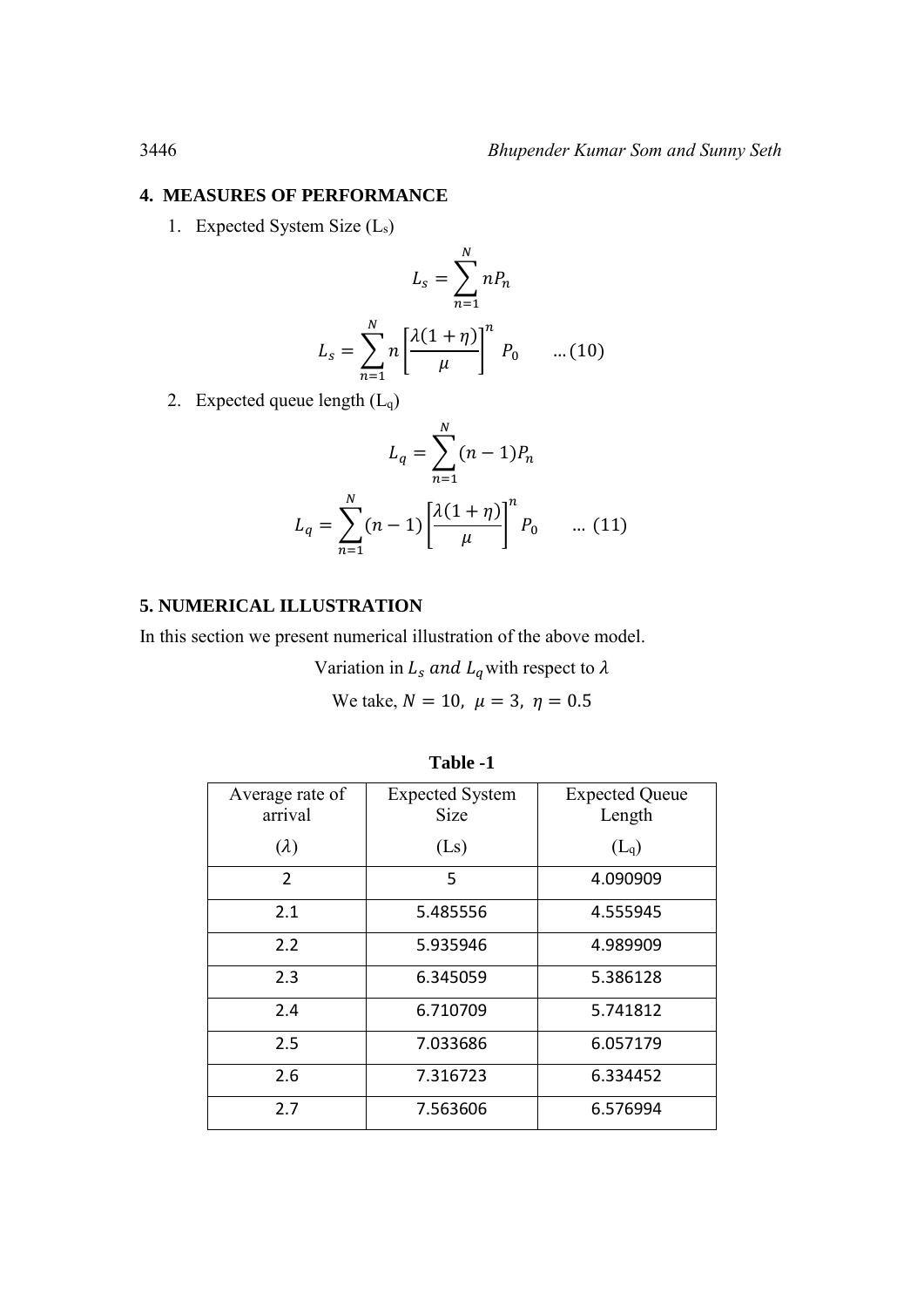## 4. MEASURES OF PERFORMANCE

1. Expected System Size ($L_s$)

$$L_s = \sum_{n=1}^{N} nP_n$$

$$L_s = \sum_{n=1}^{N} n\left[\frac{\lambda(1+\eta)}{\mu}\right]^n P_0 \qquad \ldots(10)$$

2. Expected queue length ($L_q$)

$$L_q = \sum_{n=1}^{N} (n-1)P_n$$

$$L_q = \sum_{n=1}^{N} (n-1)\left[\frac{\lambda(1+\eta)}{\mu}\right]^n P_0 \qquad \ldots(11)$$

## 5. NUMERICAL ILLUSTRATION

In this section we present numerical illustration of the above model.

Variation in $L_s$ *and* $L_q$ with respect to $\lambda$

We take, $N = 10,\ \mu = 3,\ \eta = 0.5$

**Table -1**

| Average rate of arrival ($\lambda$) | Expected System Size (Ls) | Expected Queue Length ($L_q$) |
|---|---|---|
| 2 | 5 | 4.090909 |
| 2.1 | 5.485556 | 4.555945 |
| 2.2 | 5.935946 | 4.989909 |
| 2.3 | 6.345059 | 5.386128 |
| 2.4 | 6.710709 | 5.741812 |
| 2.5 | 7.033686 | 6.057179 |
| 2.6 | 7.316723 | 6.334452 |
| 2.7 | 7.563606 | 6.576994 |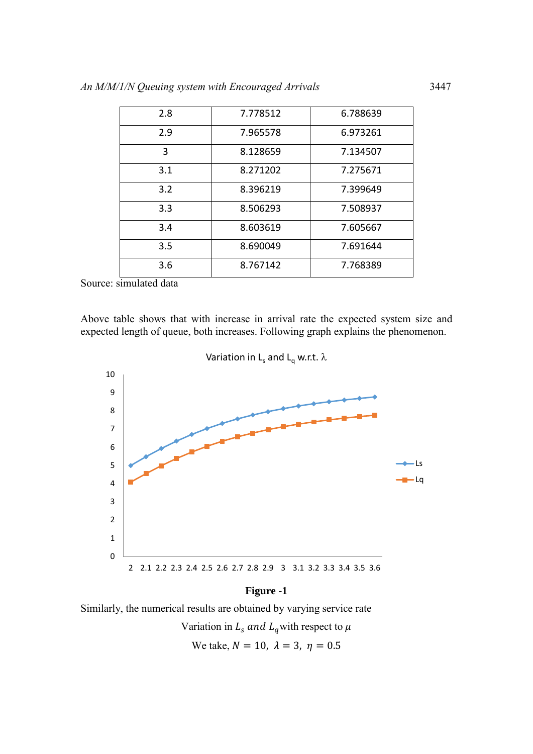| 2.8 | 7.778512 | 6.788639 |
|---|---|---|
| 2.9 | 7.965578 | 6.973261 |
| 3 | 8.128659 | 7.134507 |
| 3.1 | 8.271202 | 7.275671 |
| 3.2 | 8.396219 | 7.399649 |
| 3.3 | 8.506293 | 7.508937 |
| 3.4 | 8.603619 | 7.605667 |
| 3.5 | 8.690049 | 7.691644 |
| 3.6 | 8.767142 | 7.768389 |

Source: simulated data

Above table shows that with increase in arrival rate the expected system size and expected length of queue, both increases. Following graph explains the phenomenon.

**Figure -1**

Similarly, the numerical results are obtained by varying service rate

Variation in $L_s$ *and* $L_q$ with respect to $\mu$

We take, $N = 10,\ \lambda = 3,\ \eta = 0.5$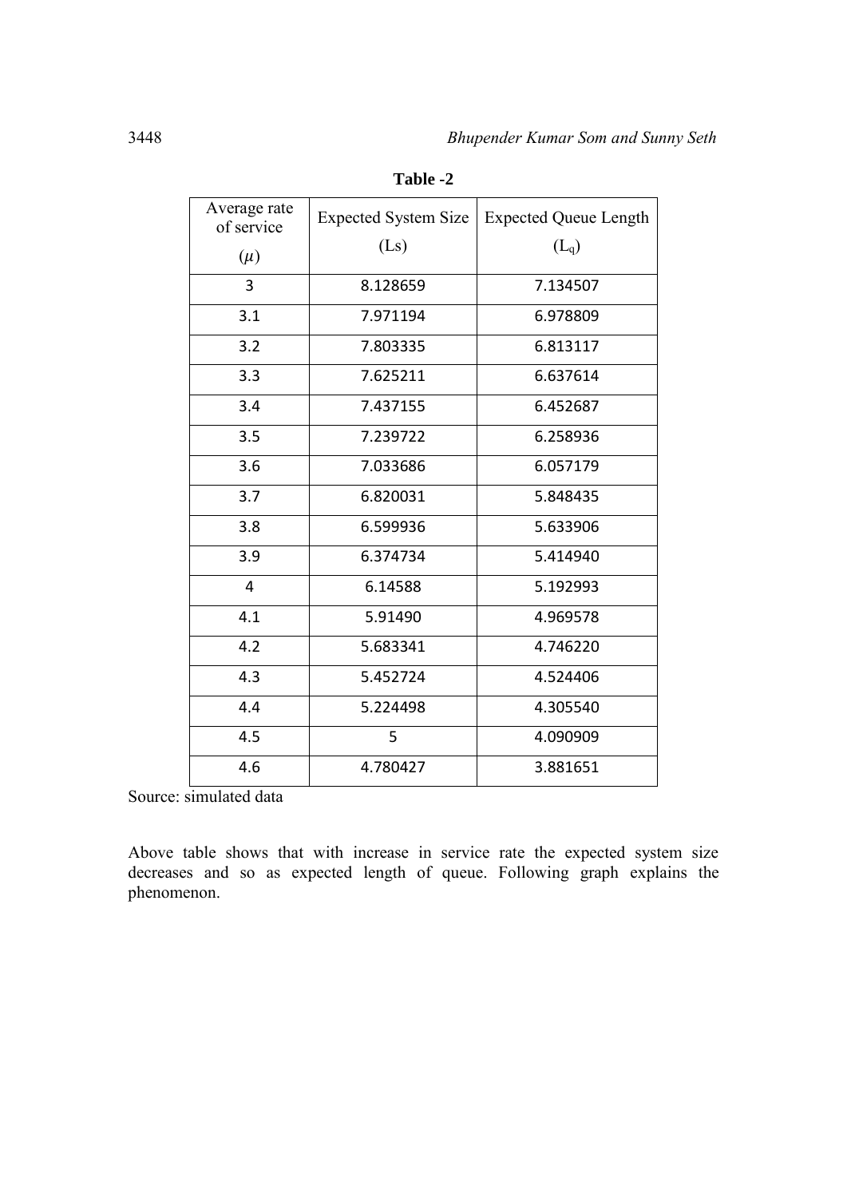**Table -2**

| Average rate of service ($\mu$) | Expected System Size (Ls) | Expected Queue Length ($L_q$) |
|---|---|---|
| 3 | 8.128659 | 7.134507 |
| 3.1 | 7.971194 | 6.978809 |
| 3.2 | 7.803335 | 6.813117 |
| 3.3 | 7.625211 | 6.637614 |
| 3.4 | 7.437155 | 6.452687 |
| 3.5 | 7.239722 | 6.258936 |
| 3.6 | 7.033686 | 6.057179 |
| 3.7 | 6.820031 | 5.848435 |
| 3.8 | 6.599936 | 5.633906 |
| 3.9 | 6.374734 | 5.414940 |
| 4 | 6.14588 | 5.192993 |
| 4.1 | 5.91490 | 4.969578 |
| 4.2 | 5.683341 | 4.746220 |
| 4.3 | 5.452724 | 4.524406 |
| 4.4 | 5.224498 | 4.305540 |
| 4.5 | 5 | 4.090909 |
| 4.6 | 4.780427 | 3.881651 |

Source: simulated data

Above table shows that with increase in service rate the expected system size decreases and so as expected length of queue. Following graph explains the phenomenon.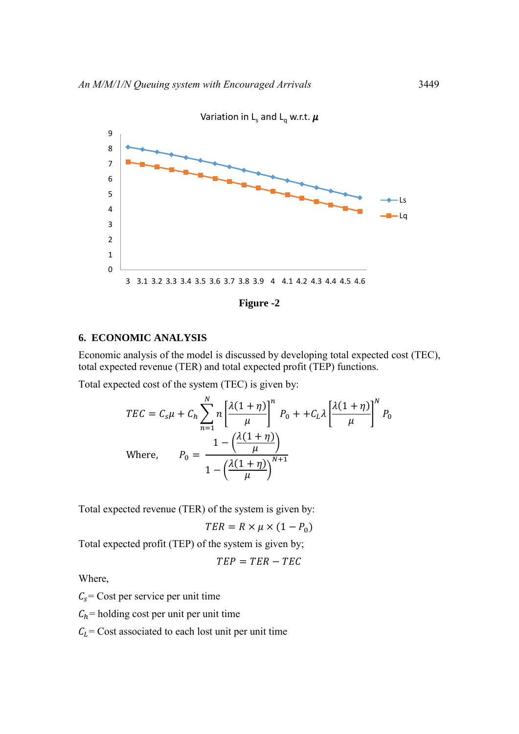Figure -2

## 6. ECONOMIC ANALYSIS

Economic analysis of the model is discussed by developing total expected cost (TEC), total expected revenue (TER) and total expected profit (TEP) functions.

Total expected cost of the system (TEC) is given by:

$$TEC = C_s\mu + C_h \sum_{n=1}^{N} n \left[\frac{\lambda(1+\eta)}{\mu}\right]^n P_0 + +C_L\lambda \left[\frac{\lambda(1+\eta)}{\mu}\right]^N P_0$$

$$\text{Where,} \qquad P_0 = \frac{1 - \left(\frac{\lambda(1+\eta)}{\mu}\right)}{1 - \left(\frac{\lambda(1+\eta)}{\mu}\right)^{N+1}}$$

Total expected revenue (TER) of the system is given by:

$$TER = R \times \mu \times (1 - P_0)$$

Total expected profit (TEP) of the system is given by;

$$TEP = TER - TEC$$

Where,

$C_s$= Cost per service per unit time

$C_h$= holding cost per unit per unit time

$C_L$= Cost associated to each lost unit per unit time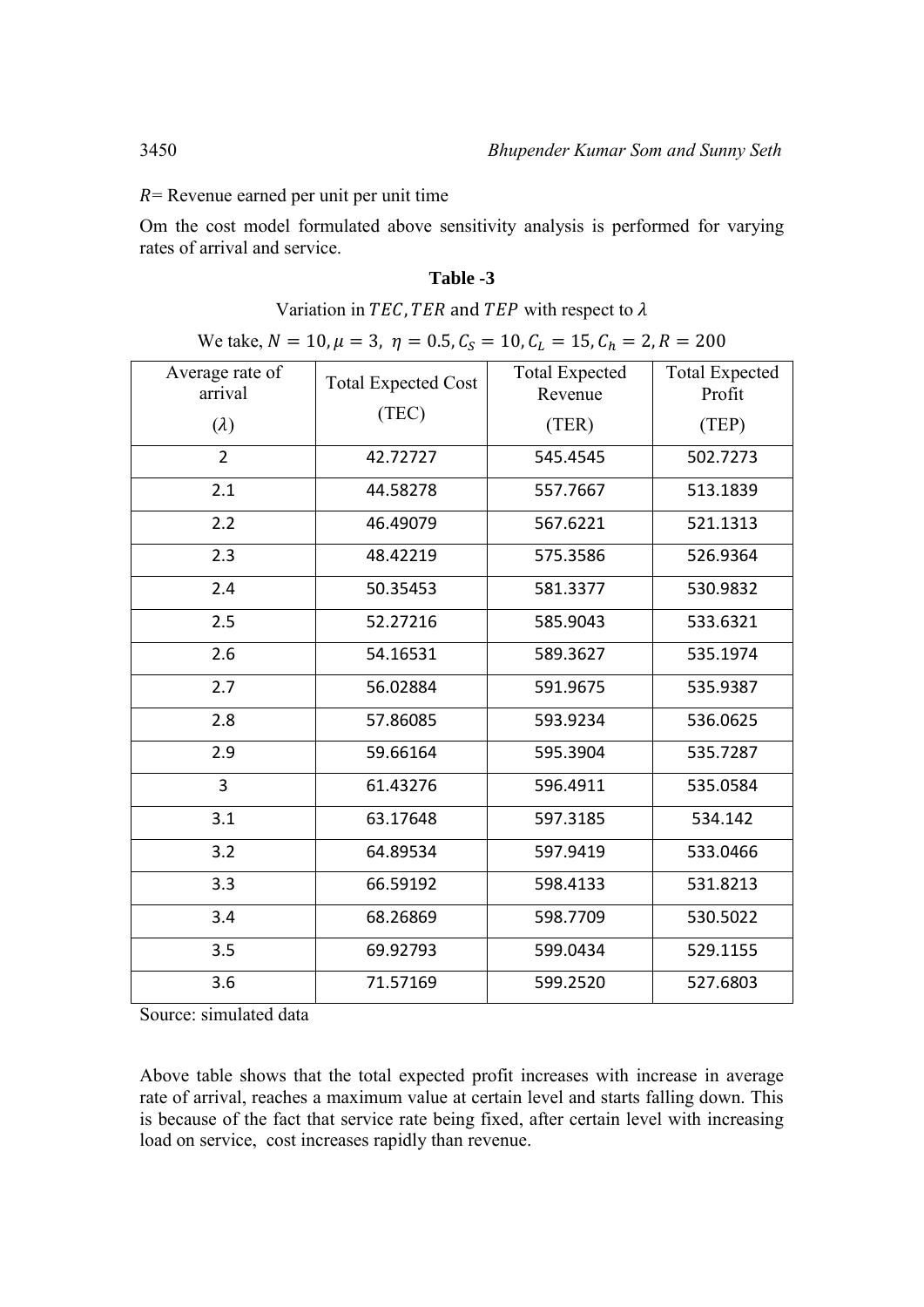$R$= Revenue earned per unit per unit time

Om the cost model formulated above sensitivity analysis is performed for varying rates of arrival and service.

**Table -3**

Variation in $TEC$, $TER$ and $TEP$ with respect to $\lambda$

We take, $N = 10, \mu = 3,\ \eta = 0.5, C_S = 10, C_L = 15, C_h = 2, R = 200$

| Average rate of arrival ($\lambda$) | Total Expected Cost (TEC) | Total Expected Revenue (TER) | Total Expected Profit (TEP) |
|---|---|---|---|
| 2 | 42.72727 | 545.4545 | 502.7273 |
| 2.1 | 44.58278 | 557.7667 | 513.1839 |
| 2.2 | 46.49079 | 567.6221 | 521.1313 |
| 2.3 | 48.42219 | 575.3586 | 526.9364 |
| 2.4 | 50.35453 | 581.3377 | 530.9832 |
| 2.5 | 52.27216 | 585.9043 | 533.6321 |
| 2.6 | 54.16531 | 589.3627 | 535.1974 |
| 2.7 | 56.02884 | 591.9675 | 535.9387 |
| 2.8 | 57.86085 | 593.9234 | 536.0625 |
| 2.9 | 59.66164 | 595.3904 | 535.7287 |
| 3 | 61.43276 | 596.4911 | 535.0584 |
| 3.1 | 63.17648 | 597.3185 | 534.142 |
| 3.2 | 64.89534 | 597.9419 | 533.0466 |
| 3.3 | 66.59192 | 598.4133 | 531.8213 |
| 3.4 | 68.26869 | 598.7709 | 530.5022 |
| 3.5 | 69.92793 | 599.0434 | 529.1155 |
| 3.6 | 71.57169 | 599.2520 | 527.6803 |

Source: simulated data

Above table shows that the total expected profit increases with increase in average rate of arrival, reaches a maximum value at certain level and starts falling down. This is because of the fact that service rate being fixed, after certain level with increasing load on service, cost increases rapidly than revenue.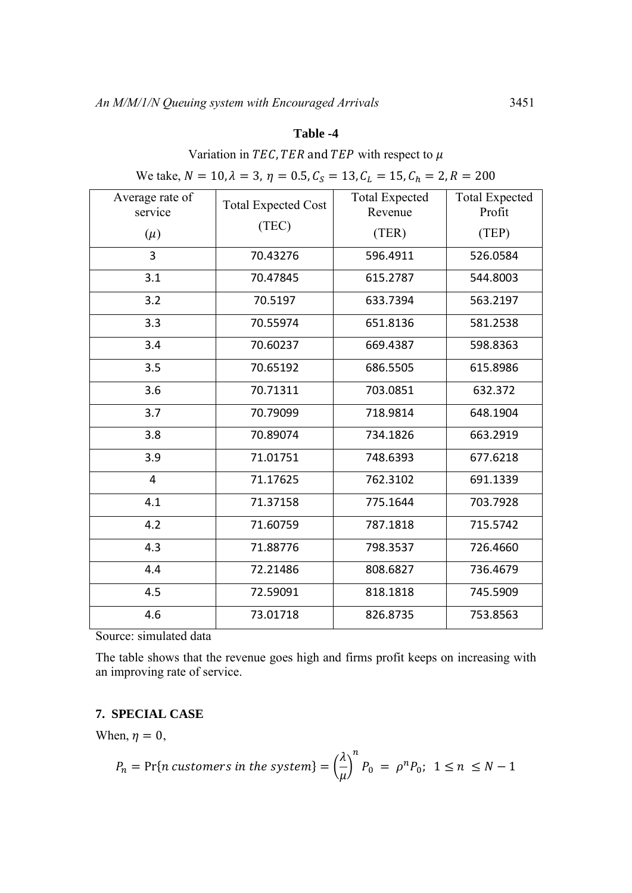**Table -4**

Variation in $TEC, TER$ and $TEP$ with respect to $\mu$

We take, $N = 10, \lambda = 3,\ \eta = 0.5, C_S = 13, C_L = 15, C_h = 2, R = 200$

| Average rate of service ($\mu$) | Total Expected Cost (TEC) | Total Expected Revenue (TER) | Total Expected Profit (TEP) |
|---|---|---|---|
| 3 | 70.43276 | 596.4911 | 526.0584 |
| 3.1 | 70.47845 | 615.2787 | 544.8003 |
| 3.2 | 70.5197 | 633.7394 | 563.2197 |
| 3.3 | 70.55974 | 651.8136 | 581.2538 |
| 3.4 | 70.60237 | 669.4387 | 598.8363 |
| 3.5 | 70.65192 | 686.5505 | 615.8986 |
| 3.6 | 70.71311 | 703.0851 | 632.372 |
| 3.7 | 70.79099 | 718.9814 | 648.1904 |
| 3.8 | 70.89074 | 734.1826 | 663.2919 |
| 3.9 | 71.01751 | 748.6393 | 677.6218 |
| 4 | 71.17625 | 762.3102 | 691.1339 |
| 4.1 | 71.37158 | 775.1644 | 703.7928 |
| 4.2 | 71.60759 | 787.1818 | 715.5742 |
| 4.3 | 71.88776 | 798.3537 | 726.4660 |
| 4.4 | 72.21486 | 808.6827 | 736.4679 |
| 4.5 | 72.59091 | 818.1818 | 745.5909 |
| 4.6 | 73.01718 | 826.8735 | 753.8563 |

Source: simulated data

The table shows that the revenue goes high and firms profit keeps on increasing with an improving rate of service.

## 7. SPECIAL CASE

When, $\eta = 0$,

$$P_n = \Pr\{n\ customers\ in\ the\ system\} = \left(\frac{\lambda}{\mu}\right)^n P_0 \ = \ \rho^n P_0;\ \ 1 \leq n \ \leq N-1$$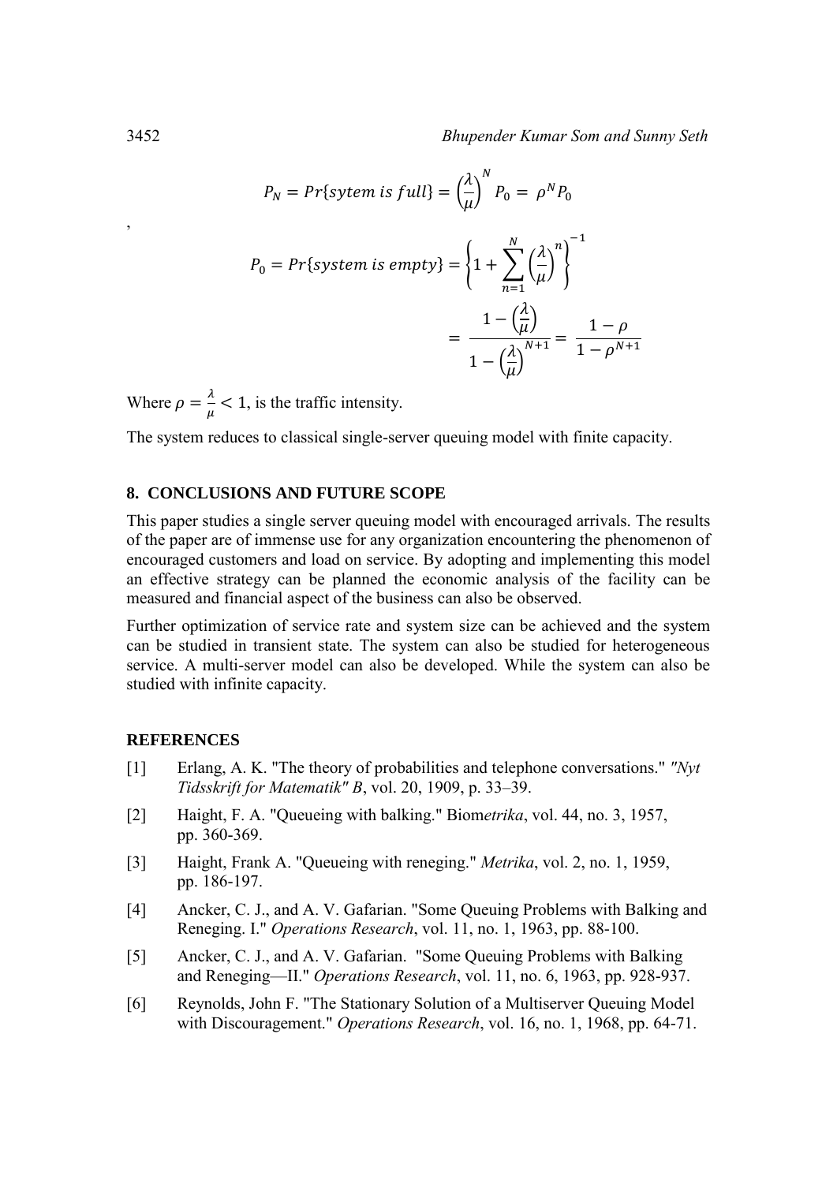$$P_N = Pr\{sytem\ is\ full\} = \left(\frac{\lambda}{\mu}\right)^N P_0 = \rho^N P_0$$

,

$$P_0 = Pr\{system\ is\ empty\} = \left\{1 + \sum_{n=1}^{N} \left(\frac{\lambda}{\mu}\right)^n\right\}^{-1}$$

$$= \frac{1 - \left(\frac{\lambda}{\mu}\right)}{1 - \left(\frac{\lambda}{\mu}\right)^{N+1}} = \frac{1 - \rho}{1 - \rho^{N+1}}$$

Where $\rho = \frac{\lambda}{\mu} < 1$, is the traffic intensity.

The system reduces to classical single-server queuing model with finite capacity.

## 8. CONCLUSIONS AND FUTURE SCOPE

This paper studies a single server queuing model with encouraged arrivals. The results of the paper are of immense use for any organization encountering the phenomenon of encouraged customers and load on service. By adopting and implementing this model an effective strategy can be planned the economic analysis of the facility can be measured and financial aspect of the business can also be observed.

Further optimization of service rate and system size can be achieved and the system can be studied in transient state. The system can also be studied for heterogeneous service. A multi-server model can also be developed. While the system can also be studied with infinite capacity.

## REFERENCES

[1] Erlang, A. K. "The theory of probabilities and telephone conversations." *"Nyt Tidsskrift for Matematik" B*, vol. 20, 1909, p. 33–39.

[2] Haight, F. A. "Queueing with balking." Biom*etrika*, vol. 44, no. 3, 1957, pp. 360-369.

[3] Haight, Frank A. "Queueing with reneging." *Metrika*, vol. 2, no. 1, 1959, pp. 186-197.

[4] Ancker, C. J., and A. V. Gafarian. "Some Queuing Problems with Balking and Reneging. I." *Operations Research*, vol. 11, no. 1, 1963, pp. 88-100.

[5] Ancker, C. J., and A. V. Gafarian. "Some Queuing Problems with Balking and Reneging—II." *Operations Research*, vol. 11, no. 6, 1963, pp. 928-937.

[6] Reynolds, John F. "The Stationary Solution of a Multiserver Queuing Model with Discouragement." *Operations Research*, vol. 16, no. 1, 1968, pp. 64-71.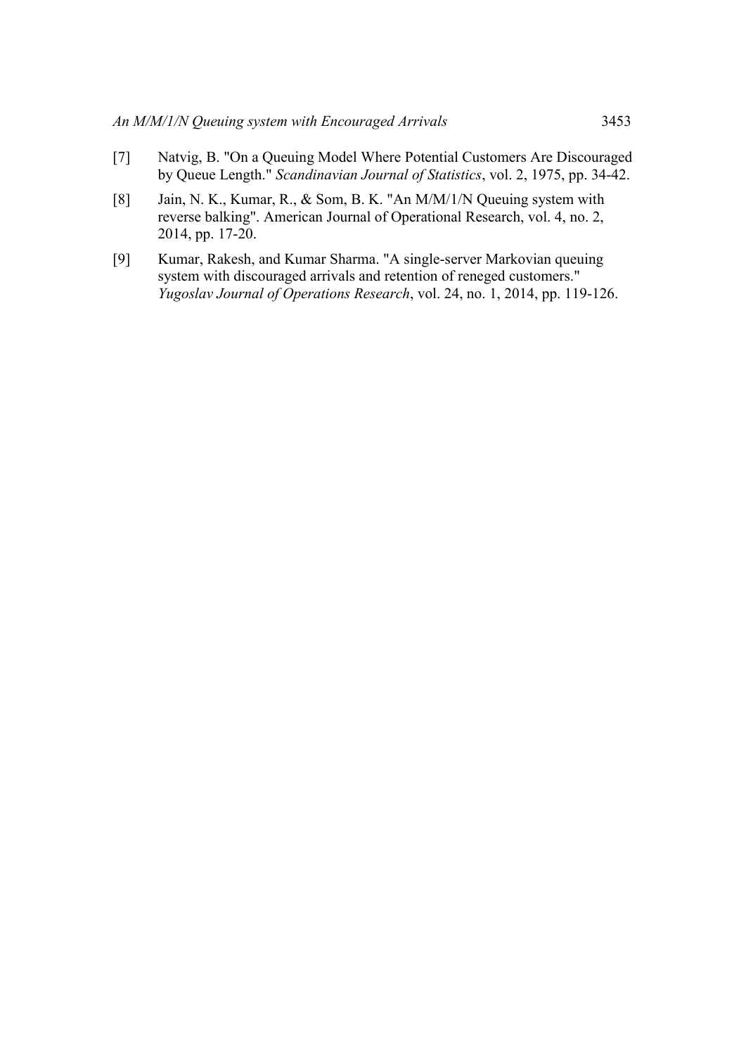[7] Natvig, B. "On a Queuing Model Where Potential Customers Are Discouraged by Queue Length." *Scandinavian Journal of Statistics*, vol. 2, 1975, pp. 34-42.

[8] Jain, N. K., Kumar, R., & Som, B. K. "An M/M/1/N Queuing system with reverse balking". American Journal of Operational Research, vol. 4, no. 2, 2014, pp. 17-20.

[9] Kumar, Rakesh, and Kumar Sharma. "A single-server Markovian queuing system with discouraged arrivals and retention of reneged customers." *Yugoslav Journal of Operations Research*, vol. 24, no. 1, 2014, pp. 119-126.